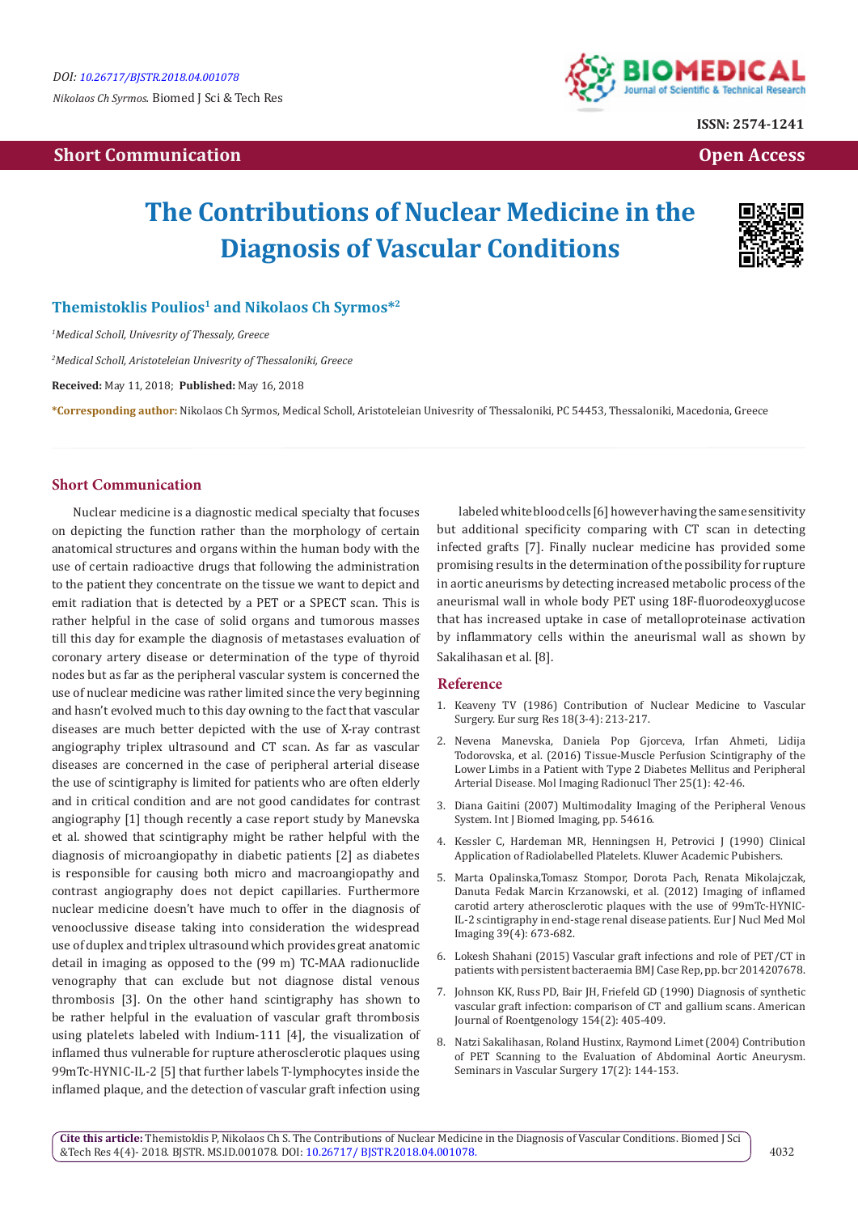DOI: 10.26717/BJSTR.2018.04.001078

*Nikolaos Ch Syrmos.* Biomed J Sci & Tech Res

ISSN: 2574-1241

**Short Communication** **Open Access**

# The Contributions of Nuclear Medicine in the Diagnosis of Vascular Conditions

**Themistoklis Poulios[1] and Nikolaos Ch Syrmos*[2]**

[1]*Medical Scholl, Univesrity of Thessaly, Greece*

[2]*Medical Scholl, Aristoteleian Univesrity of Thessaloniki, Greece*

**Received:** May 11, 2018; **Published:** May 16, 2018

***Corresponding author:** Nikolaos Ch Syrmos, Medical Scholl, Aristoteleian Univesrity of Thessaloniki, PC 54453, Thessaloniki, Macedonia, Greece

## Short Communication

Nuclear medicine is a diagnostic medical specialty that focuses on depicting the function rather than the morphology of certain anatomical structures and organs within the human body with the use of certain radioactive drugs that following the administration to the patient they concentrate on the tissue we want to depict and emit radiation that is detected by a PET or a SPECT scan. This is rather helpful in the case of solid organs and tumorous masses till this day for example the diagnosis of metastases evaluation of coronary artery disease or determination of the type of thyroid nodes but as far as the peripheral vascular system is concerned the use of nuclear medicine was rather limited since the very beginning and hasn't evolved much to this day owning to the fact that vascular diseases are much better depicted with the use of X-ray contrast angiography triplex ultrasound and CT scan. As far as vascular diseases are concerned in the case of peripheral arterial disease the use of scintigraphy is limited for patients who are often elderly and in critical condition and are not good candidates for contrast angiography [1] though recently a case report study by Manevska et al. showed that scintigraphy might be rather helpful with the diagnosis of microangiopathy in diabetic patients [2] as diabetes is responsible for causing both micro and macroangiopathy and contrast angiography does not depict capillaries. Furthermore nuclear medicine doesn't have much to offer in the diagnosis of venooclussive disease taking into consideration the widespread use of duplex and triplex ultrasound which provides great anatomic detail in imaging as opposed to the (99 m) TC-MAA radionuclide venography that can exclude but not diagnose distal venous thrombosis [3]. On the other hand scintigraphy has shown to be rather helpful in the evaluation of vascular graft thrombosis using platelets labeled with Indium-111 [4], the visualization of inflamed thus vulnerable for rupture atherosclerotic plaques using 99mTc-HYNIC-IL-2 [5] that further labels T-lymphocytes inside the inflamed plaque, and the detection of vascular graft infection using labeled white blood cells [6] however having the same sensitivity but additional specificity comparing with CT scan in detecting infected grafts [7]. Finally nuclear medicine has provided some promising results in the determination of the possibility for rupture in aortic aneurisms by detecting increased metabolic process of the aneurismal wall in whole body PET using 18F-fluorodeoxyglucose that has increased uptake in case of metalloproteinase activation by inflammatory cells within the aneurismal wall as shown by Sakalihasan et al. [8].

## Reference

1. Keaveny TV (1986) Contribution of Nuclear Medicine to Vascular Surgery. Eur surg Res 18(3-4): 213-217.
2. Nevena Manevska, Daniela Pop Gjorceva, Irfan Ahmeti, Lidija Todorovska, et al. (2016) Tissue-Muscle Perfusion Scintigraphy of the Lower Limbs in a Patient with Type 2 Diabetes Mellitus and Peripheral Arterial Disease. Mol Imaging Radionucl Ther 25(1): 42-46.
3. Diana Gaitini (2007) Multimodality Imaging of the Peripheral Venous System. Int J Biomed Imaging, pp. 54616.
4. Kessler C, Hardeman MR, Henningsen H, Petrovici J (1990) Clinical Application of Radiolabelled Platelets. Kluwer Academic Pubishers.
5. Marta Opalinska,Tomasz Stompor, Dorota Pach, Renata Mikolajczak, Danuta Fedak Marcin Krzanowski, et al. (2012) Imaging of inflamed carotid artery atherosclerotic plaques with the use of 99mTc-HYNIC-IL-2 scintigraphy in end-stage renal disease patients. Eur J Nucl Med Mol Imaging 39(4): 673-682.
6. Lokesh Shahani (2015) Vascular graft infections and role of PET/CT in patients with persistent bacteraemia BMJ Case Rep, pp. bcr 2014207678.
7. Johnson KK, Russ PD, Bair JH, Friefeld GD (1990) Diagnosis of synthetic vascular graft infection: comparison of CT and gallium scans. American Journal of Roentgenology 154(2): 405-409.
8. Natzi Sakalihasan, Roland Hustinx, Raymond Limet (2004) Contribution of PET Scanning to the Evaluation of Abdominal Aortic Aneurysm. Seminars in Vascular Surgery 17(2): 144-153.

**Cite this article:** Themistoklis P, Nikolaos Ch S. The Contributions of Nuclear Medicine in the Diagnosis of Vascular Conditions. Biomed J Sci &Tech Res 4(4)- 2018. BJSTR. MS.ID.001078. DOI: 10.26717/ BJSTR.2018.04.001078.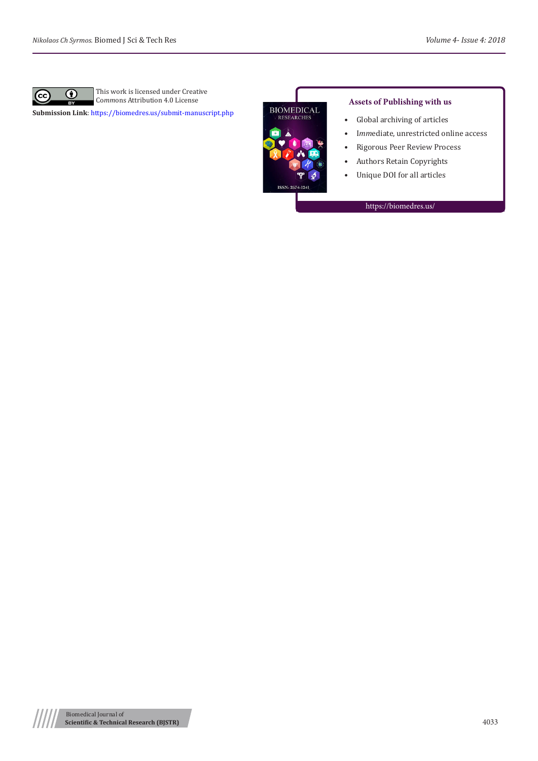This work is licensed under Creative Commons Attribution 4.0 License

**Submission Link**: https://biomedres.us/submit-manuscript.php

### Assets of Publishing with us

- Global archiving of articles
- Immediate, unrestricted online access
- Rigorous Peer Review Process
- Authors Retain Copyrights
- Unique DOI for all articles

https://biomedres.us/